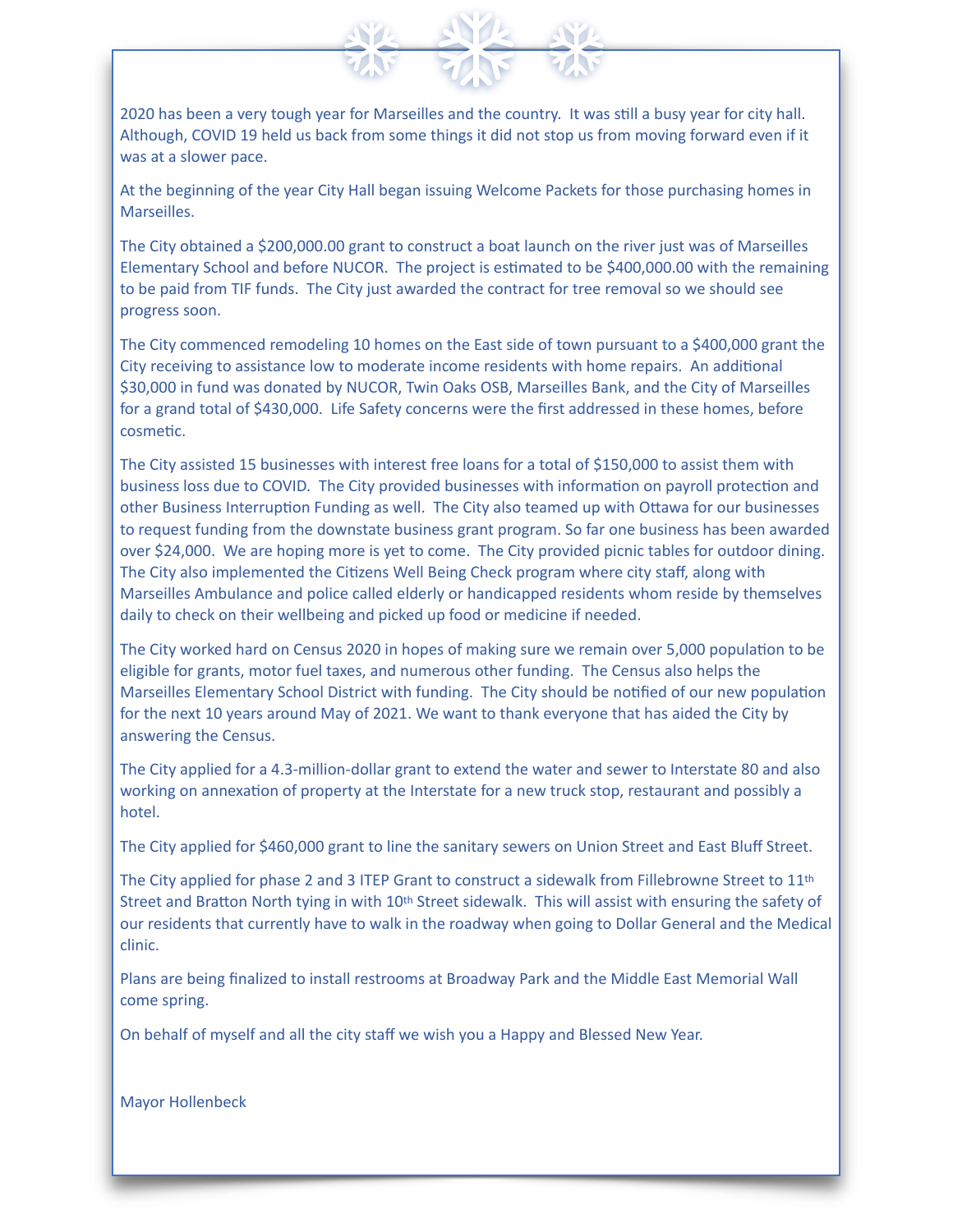2020 has been a very tough year for Marseilles and the country. It was still a busy year for city hall. Although, COVID 19 held us back from some things it did not stop us from moving forward even if it was at a slower pace.

At the beginning of the year City Hall began issuing Welcome Packets for those purchasing homes in Marseilles.

The City obtained a $200,000.00 grant to construct a boat launch on the river just was of Marseilles Elementary School and before NUCOR. The project is estimated to be $400,000.00 with the remaining to be paid from TIF funds. The City just awarded the contract for tree removal so we should see progress soon.

The City commenced remodeling 10 homes on the East side of town pursuant to a $400,000 grant the City receiving to assistance low to moderate income residents with home repairs. An additional $30,000 in fund was donated by NUCOR, Twin Oaks OSB, Marseilles Bank, and the City of Marseilles for a grand total of $430,000. Life Safety concerns were the first addressed in these homes, before cosmetic.

The City assisted 15 businesses with interest free loans for a total of $150,000 to assist them with business loss due to COVID. The City provided businesses with information on payroll protection and other Business Interruption Funding as well. The City also teamed up with Ottawa for our businesses to request funding from the downstate business grant program. So far one business has been awarded over $24,000. We are hoping more is yet to come. The City provided picnic tables for outdoor dining. The City also implemented the Citizens Well Being Check program where city staff, along with Marseilles Ambulance and police called elderly or handicapped residents whom reside by themselves daily to check on their wellbeing and picked up food or medicine if needed.

The City worked hard on Census 2020 in hopes of making sure we remain over 5,000 population to be eligible for grants, motor fuel taxes, and numerous other funding. The Census also helps the Marseilles Elementary School District with funding. The City should be notified of our new population for the next 10 years around May of 2021. We want to thank everyone that has aided the City by answering the Census.

The City applied for a 4.3-million-dollar grant to extend the water and sewer to Interstate 80 and also working on annexation of property at the Interstate for a new truck stop, restaurant and possibly a hotel.

The City applied for $460,000 grant to line the sanitary sewers on Union Street and East Bluff Street.

The City applied for phase 2 and 3 ITEP Grant to construct a sidewalk from Fillebrowne Street to 11th Street and Bratton North tying in with 10th Street sidewalk. This will assist with ensuring the safety of our residents that currently have to walk in the roadway when going to Dollar General and the Medical clinic.

Plans are being finalized to install restrooms at Broadway Park and the Middle East Memorial Wall come spring.

On behalf of myself and all the city staff we wish you a Happy and Blessed New Year.

Mayor Hollenbeck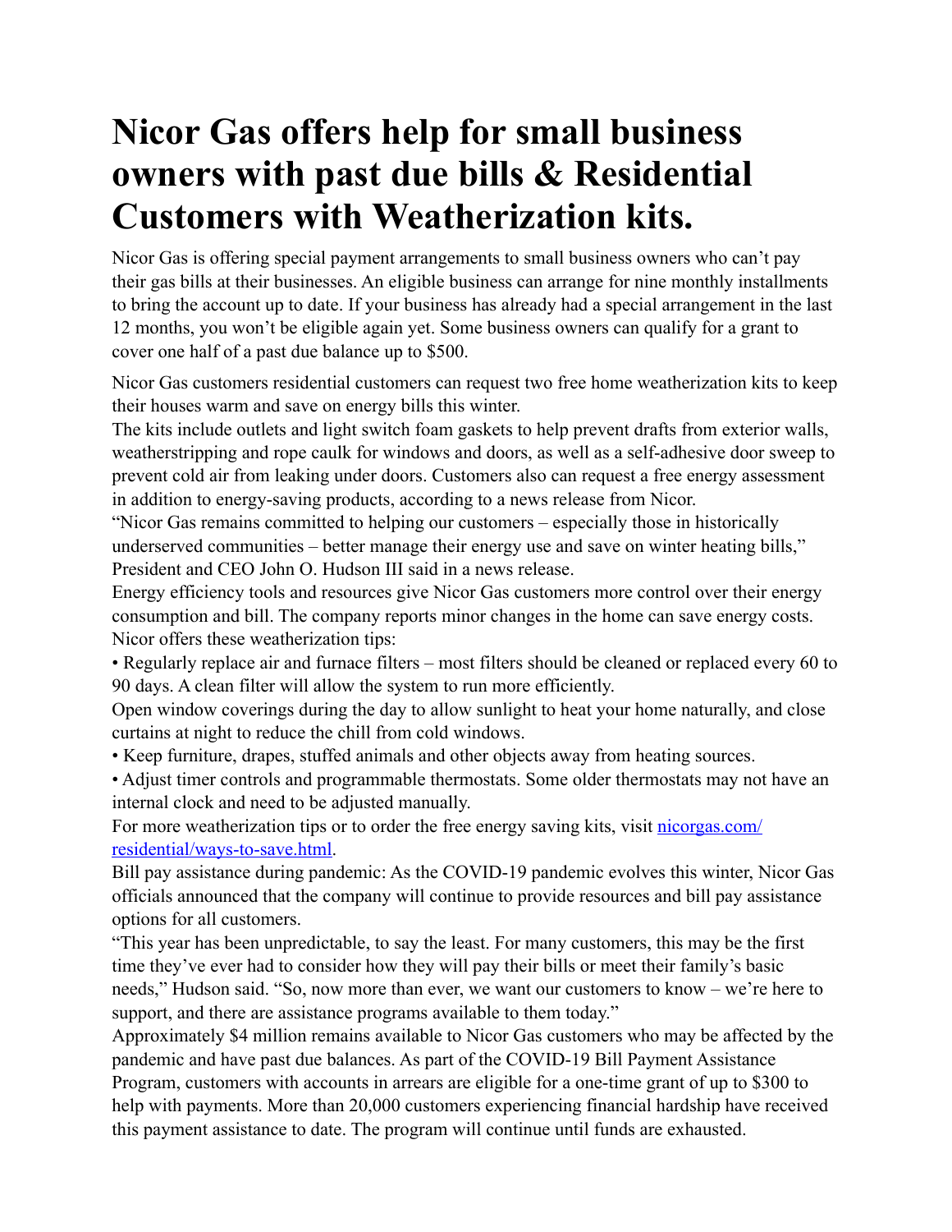# Nicor Gas offers help for small business owners with past due bills & Residential Customers with Weatherization kits.

Nicor Gas is offering special payment arrangements to small business owners who can't pay their gas bills at their businesses. An eligible business can arrange for nine monthly installments to bring the account up to date. If your business has already had a special arrangement in the last 12 months, you won't be eligible again yet. Some business owners can qualify for a grant to cover one half of a past due balance up to $500.

Nicor Gas customers residential customers can request two free home weatherization kits to keep their houses warm and save on energy bills this winter.

The kits include outlets and light switch foam gaskets to help prevent drafts from exterior walls, weatherstripping and rope caulk for windows and doors, as well as a self-adhesive door sweep to prevent cold air from leaking under doors. Customers also can request a free energy assessment in addition to energy-saving products, according to a news release from Nicor.

"Nicor Gas remains committed to helping our customers – especially those in historically underserved communities – better manage their energy use and save on winter heating bills," President and CEO John O. Hudson III said in a news release.

Energy efficiency tools and resources give Nicor Gas customers more control over their energy consumption and bill. The company reports minor changes in the home can save energy costs. Nicor offers these weatherization tips:

• Regularly replace air and furnace filters – most filters should be cleaned or replaced every 60 to 90 days. A clean filter will allow the system to run more efficiently.

Open window coverings during the day to allow sunlight to heat your home naturally, and close curtains at night to reduce the chill from cold windows.

• Keep furniture, drapes, stuffed animals and other objects away from heating sources.

• Adjust timer controls and programmable thermostats. Some older thermostats may not have an internal clock and need to be adjusted manually.

For more weatherization tips or to order the free energy saving kits, visit [nicorgas.com/residential/ways-to-save.html](nicorgas.com/residential/ways-to-save.html).

Bill pay assistance during pandemic: As the COVID-19 pandemic evolves this winter, Nicor Gas officials announced that the company will continue to provide resources and bill pay assistance options for all customers.

"This year has been unpredictable, to say the least. For many customers, this may be the first time they've ever had to consider how they will pay their bills or meet their family's basic needs," Hudson said. "So, now more than ever, we want our customers to know – we're here to support, and there are assistance programs available to them today."

Approximately $4 million remains available to Nicor Gas customers who may be affected by the pandemic and have past due balances. As part of the COVID-19 Bill Payment Assistance Program, customers with accounts in arrears are eligible for a one-time grant of up to $300 to help with payments. More than 20,000 customers experiencing financial hardship have received this payment assistance to date. The program will continue until funds are exhausted.